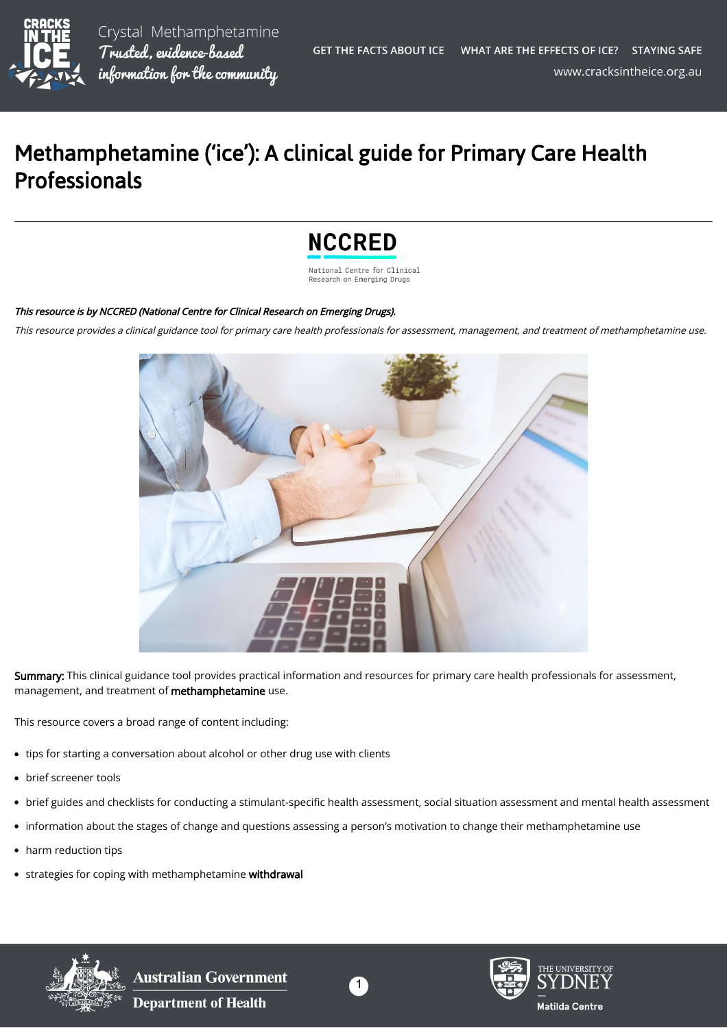# Methamphetamine ('ice'): A clinical guide for Primary Care Health Professionals

***This resource is by NCCRED (National Centre for Clinical Research on Emerging Drugs).***

*This resource provides a clinical guidance tool for primary care health professionals for assessment, management, and treatment of methamphetamine use.*

**Summary:** This clinical guidance tool provides practical information and resources for primary care health professionals for assessment, management, and treatment of **methamphetamine** use.

This resource covers a broad range of content including:

- tips for starting a conversation about alcohol or other drug use with clients
- brief screener tools
- brief guides and checklists for conducting a stimulant-specific health assessment, social situation assessment and mental health assessment
- information about the stages of change and questions assessing a person's motivation to change their methamphetamine use
- harm reduction tips
- strategies for coping with methamphetamine **withdrawal**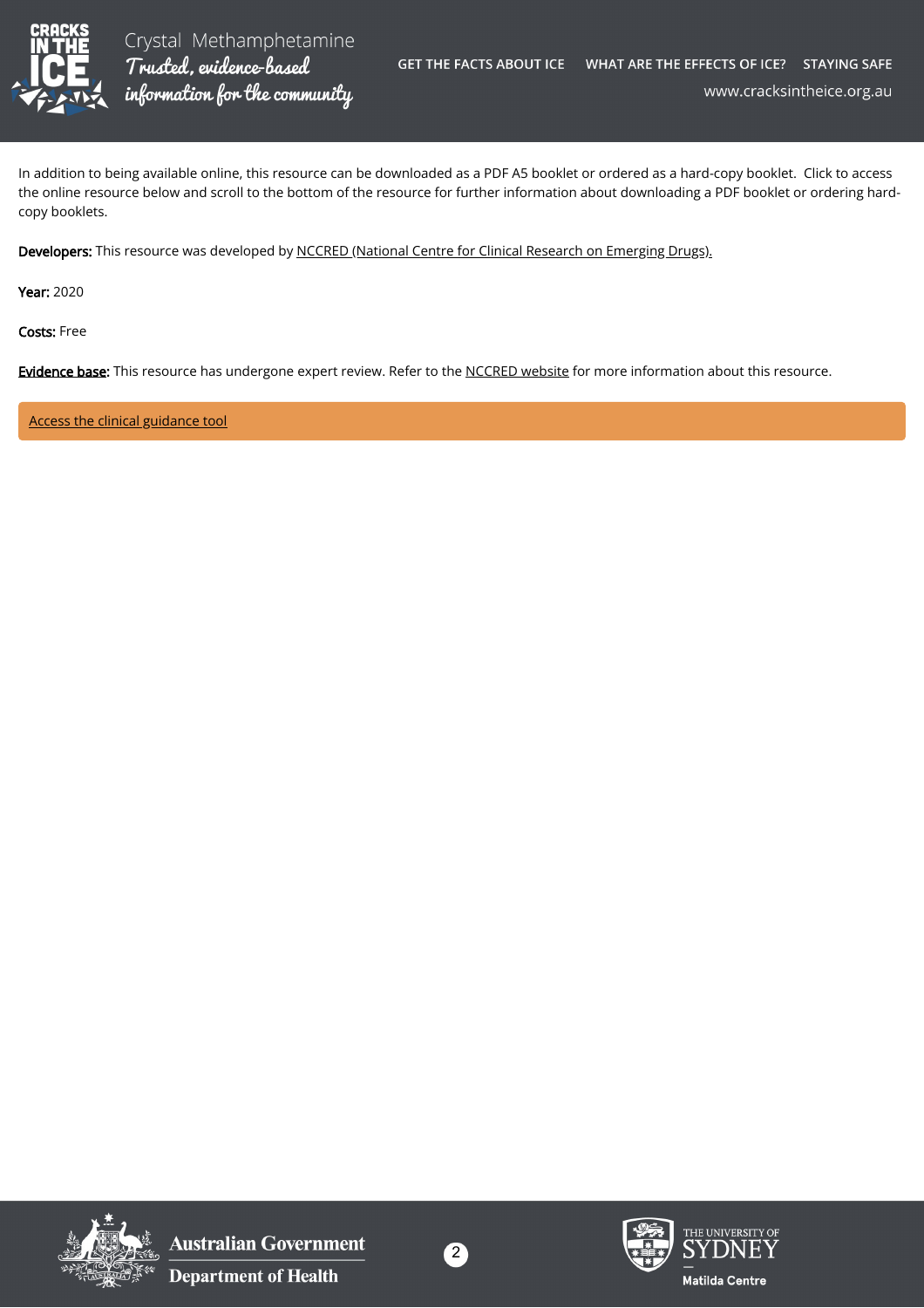In addition to being available online, this resource can be downloaded as a PDF A5 booklet or ordered as a hard-copy booklet. Click to access the online resource below and scroll to the bottom of the resource for further information about downloading a PDF booklet or ordering hard-copy booklets.

**Developers:** This resource was developed by NCCRED (National Centre for Clinical Research on Emerging Drugs).

**Year:** 2020

**Costs:** Free

**Evidence base:** This resource has undergone expert review. Refer to the NCCRED website for more information about this resource.

Access the clinical guidance tool